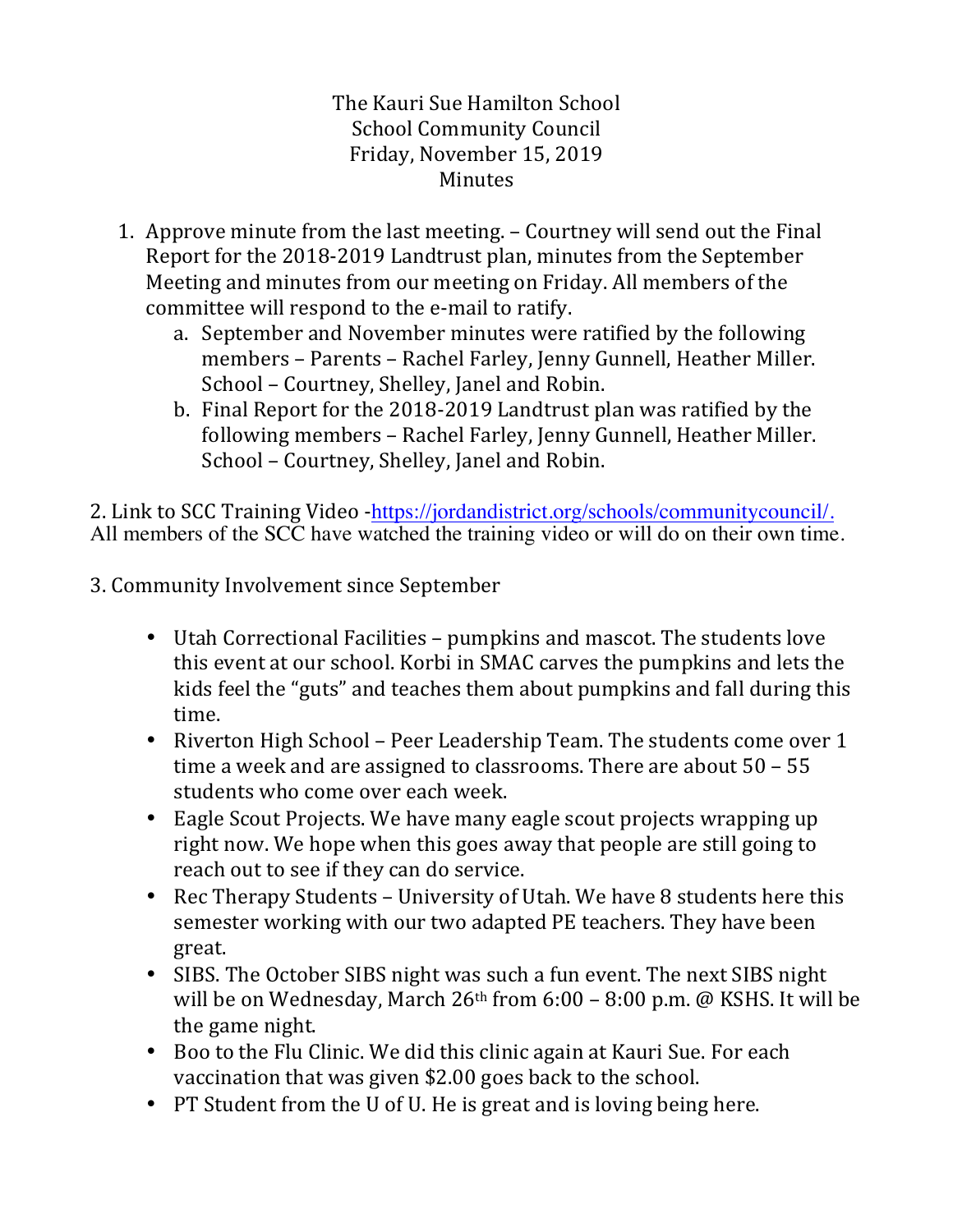The Kauri Sue Hamilton School
School Community Council
Friday, November 15, 2019
Minutes

1. Approve minute from the last meeting. – Courtney will send out the Final Report for the 2018-2019 Landtrust plan, minutes from the September Meeting and minutes from our meeting on Friday. All members of the committee will respond to the e-mail to ratify.
    a. September and November minutes were ratified by the following members – Parents – Rachel Farley, Jenny Gunnell, Heather Miller. School – Courtney, Shelley, Janel and Robin.
    b. Final Report for the 2018-2019 Landtrust plan was ratified by the following members – Rachel Farley, Jenny Gunnell, Heather Miller. School – Courtney, Shelley, Janel and Robin.

2. Link to SCC Training Video -https://jordandistrict.org/schools/communitycouncil/. All members of the SCC have watched the training video or will do on their own time.

3. Community Involvement since September

- Utah Correctional Facilities – pumpkins and mascot. The students love this event at our school. Korbi in SMAC carves the pumpkins and lets the kids feel the "guts" and teaches them about pumpkins and fall during this time.
- Riverton High School – Peer Leadership Team. The students come over 1 time a week and are assigned to classrooms. There are about 50 – 55 students who come over each week.
- Eagle Scout Projects. We have many eagle scout projects wrapping up right now. We hope when this goes away that people are still going to reach out to see if they can do service.
- Rec Therapy Students – University of Utah. We have 8 students here this semester working with our two adapted PE teachers. They have been great.
- SIBS. The October SIBS night was such a fun event. The next SIBS night will be on Wednesday, March 26th from 6:00 – 8:00 p.m. @ KSHS. It will be the game night.
- Boo to the Flu Clinic. We did this clinic again at Kauri Sue. For each vaccination that was given $2.00 goes back to the school.
- PT Student from the U of U. He is great and is loving being here.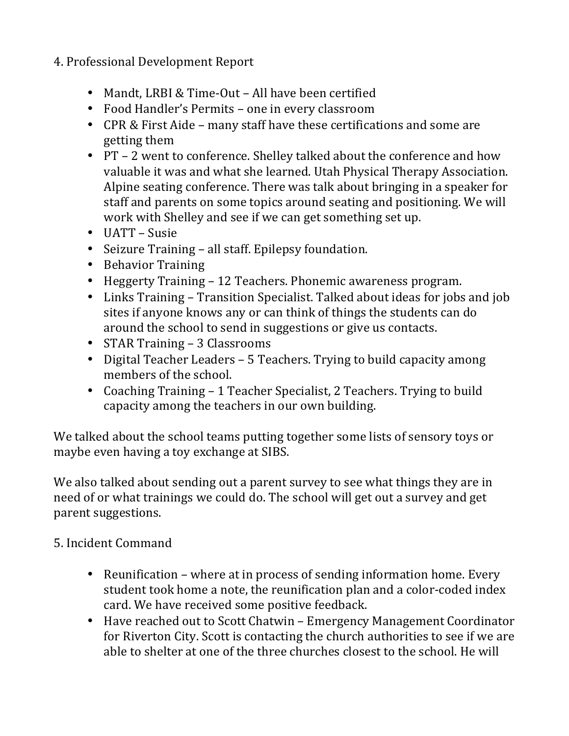4. Professional Development Report

- Mandt, LRBI & Time-Out – All have been certified
- Food Handler's Permits – one in every classroom
- CPR & First Aide – many staff have these certifications and some are getting them
- PT – 2 went to conference. Shelley talked about the conference and how valuable it was and what she learned. Utah Physical Therapy Association. Alpine seating conference. There was talk about bringing in a speaker for staff and parents on some topics around seating and positioning. We will work with Shelley and see if we can get something set up.
- UATT – Susie
- Seizure Training – all staff. Epilepsy foundation.
- Behavior Training
- Heggerty Training – 12 Teachers. Phonemic awareness program.
- Links Training – Transition Specialist. Talked about ideas for jobs and job sites if anyone knows any or can think of things the students can do around the school to send in suggestions or give us contacts.
- STAR Training – 3 Classrooms
- Digital Teacher Leaders – 5 Teachers. Trying to build capacity among members of the school.
- Coaching Training – 1 Teacher Specialist, 2 Teachers. Trying to build capacity among the teachers in our own building.

We talked about the school teams putting together some lists of sensory toys or maybe even having a toy exchange at SIBS.

We also talked about sending out a parent survey to see what things they are in need of or what trainings we could do. The school will get out a survey and get parent suggestions.

5. Incident Command

- Reunification – where at in process of sending information home. Every student took home a note, the reunification plan and a color-coded index card. We have received some positive feedback.
- Have reached out to Scott Chatwin – Emergency Management Coordinator for Riverton City. Scott is contacting the church authorities to see if we are able to shelter at one of the three churches closest to the school. He will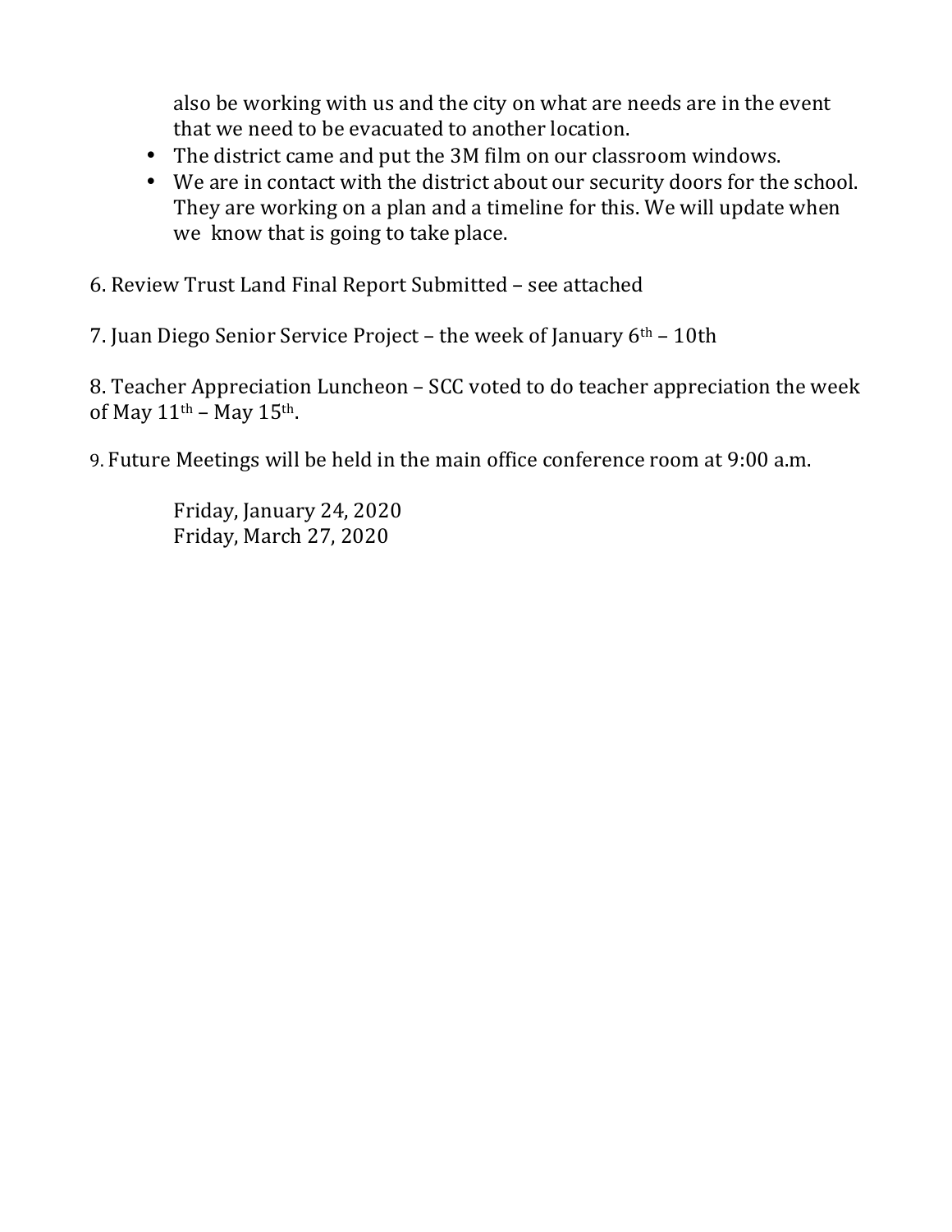also be working with us and the city on what are needs are in the event that we need to be evacuated to another location.

- The district came and put the 3M film on our classroom windows.
- We are in contact with the district about our security doors for the school. They are working on a plan and a timeline for this. We will update when we know that is going to take place.

6. Review Trust Land Final Report Submitted – see attached

7. Juan Diego Senior Service Project – the week of January 6th – 10th

8. Teacher Appreciation Luncheon – SCC voted to do teacher appreciation the week of May 11th – May 15th.

9. Future Meetings will be held in the main office conference room at 9:00 a.m.

   Friday, January 24, 2020
   Friday, March 27, 2020